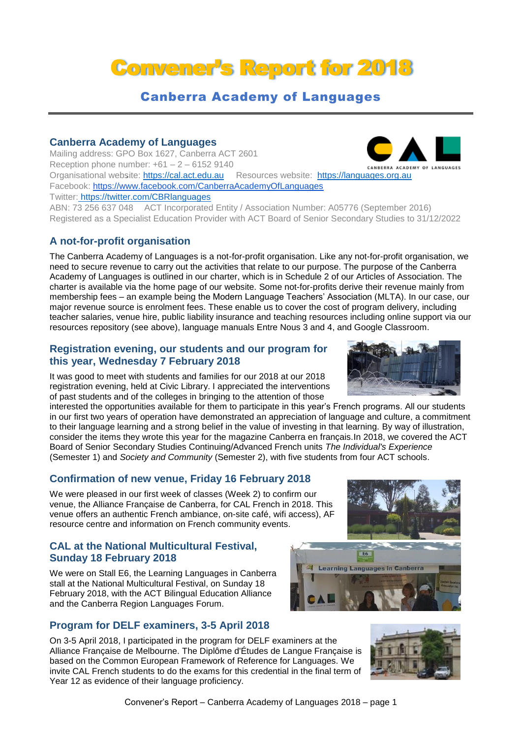# Convener's Report for 2018

## Canberra Academy of Languages

### Canberra Academy of Languages

Mailing address: GPO Box 1627, Canberra ACT 2601
Reception phone number: +61 – 2 – 6152 9140
Organisational website: https://cal.act.edu.au Resources website: https://languages.org.au
Facebook: https://www.facebook.com/CanberraAcademyOfLanguages
Twitter: https://twitter.com/CBRlanguages
ABN: 73 256 637 048 ACT Incorporated Entity / Association Number: A05776 (September 2016)
Registered as a Specialist Education Provider with ACT Board of Senior Secondary Studies to 31/12/2022

### A not-for-profit organisation

The Canberra Academy of Languages is a not-for-profit organisation. Like any not-for-profit organisation, we need to secure revenue to carry out the activities that relate to our purpose. The purpose of the Canberra Academy of Languages is outlined in our charter, which is in Schedule 2 of our Articles of Association. The charter is available via the home page of our website. Some not-for-profits derive their revenue mainly from membership fees – an example being the Modern Language Teachers' Association (MLTA). In our case, our major revenue source is enrolment fees. These enable us to cover the cost of program delivery, including teacher salaries, venue hire, public liability insurance and teaching resources including online support via our resources repository (see above), language manuals Entre Nous 3 and 4, and Google Classroom.

### Registration evening, our students and our program for this year, Wednesday 7 February 2018

It was good to meet with students and families for our 2018 at our 2018 registration evening, held at Civic Library. I appreciated the interventions of past students and of the colleges in bringing to the attention of those interested the opportunities available for them to participate in this year's French programs. All our students in our first two years of operation have demonstrated an appreciation of language and culture, a commitment to their language learning and a strong belief in the value of investing in that learning. By way of illustration, consider the items they wrote this year for the magazine Canberra en français.In 2018, we covered the ACT Board of Senior Secondary Studies Continuing/Advanced French units *The Individual's Experience* (Semester 1) and *Society and Community* (Semester 2), with five students from four ACT schools.

### Confirmation of new venue, Friday 16 February 2018

We were pleased in our first week of classes (Week 2) to confirm our venue, the Alliance Française de Canberra, for CAL French in 2018. This venue offers an authentic French ambiance, on-site café, wifi access), AF resource centre and information on French community events.

### CAL at the National Multicultural Festival, Sunday 18 February 2018

We were on Stall E6, the Learning Languages in Canberra stall at the National Multicultural Festival, on Sunday 18 February 2018, with the ACT Bilingual Education Alliance and the Canberra Region Languages Forum.

### Program for DELF examiners, 3-5 April 2018

On 3-5 April 2018, I participated in the program for DELF examiners at the Alliance Française de Melbourne. The Diplôme d'Études de Langue Française is based on the Common European Framework of Reference for Languages. We invite CAL French students to do the exams for this credential in the final term of Year 12 as evidence of their language proficiency.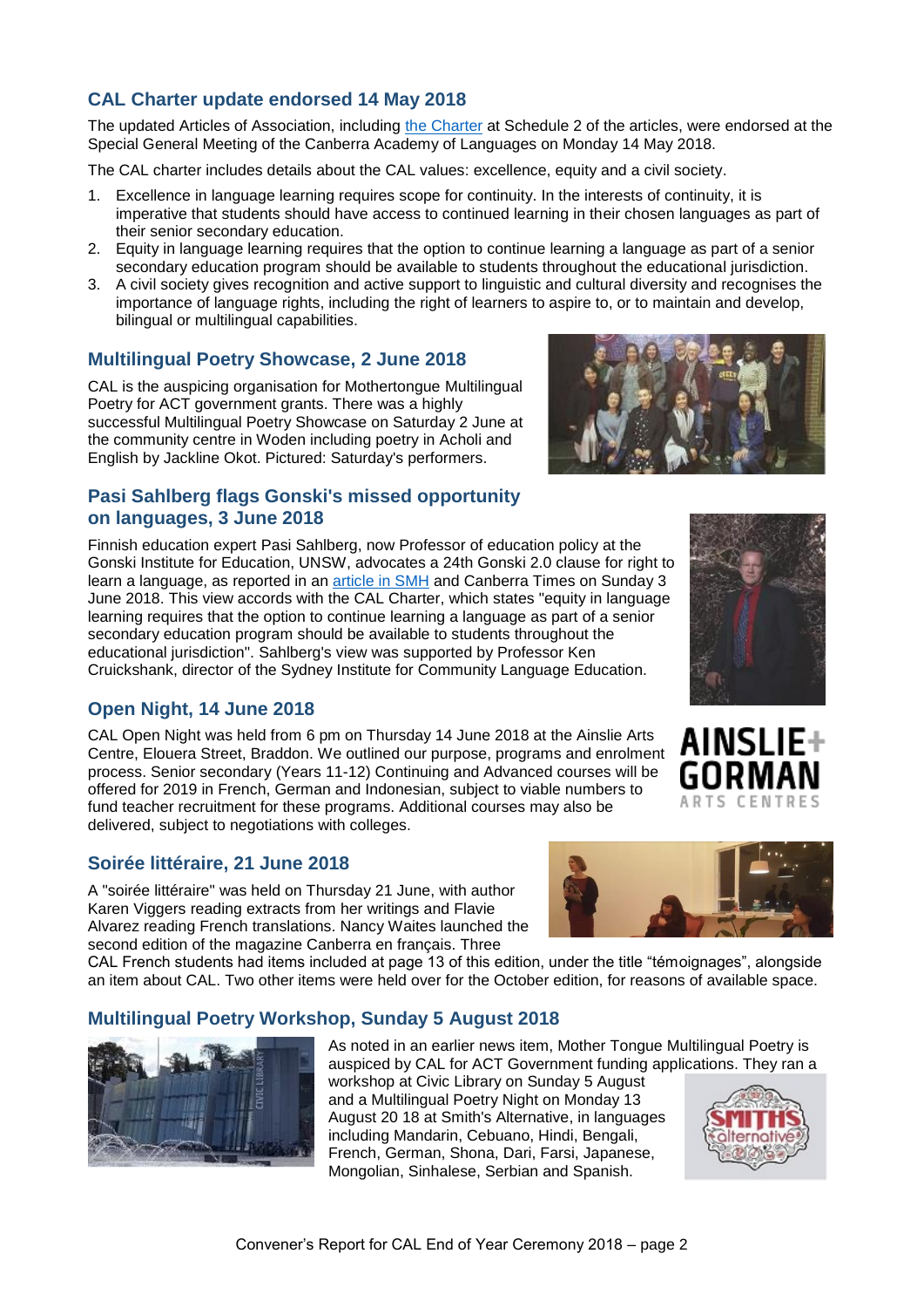## CAL Charter update endorsed 14 May 2018

The updated Articles of Association, including the Charter at Schedule 2 of the articles, were endorsed at the Special General Meeting of the Canberra Academy of Languages on Monday 14 May 2018.

The CAL charter includes details about the CAL values: excellence, equity and a civil society.

1. Excellence in language learning requires scope for continuity. In the interests of continuity, it is imperative that students should have access to continued learning in their chosen languages as part of their senior secondary education.
2. Equity in language learning requires that the option to continue learning a language as part of a senior secondary education program should be available to students throughout the educational jurisdiction.
3. A civil society gives recognition and active support to linguistic and cultural diversity and recognises the importance of language rights, including the right of learners to aspire to, or to maintain and develop, bilingual or multilingual capabilities.

## Multilingual Poetry Showcase, 2 June 2018

CAL is the auspicing organisation for Mothertongue Multilingual Poetry for ACT government grants. There was a highly successful Multilingual Poetry Showcase on Saturday 2 June at the community centre in Woden including poetry in Acholi and English by Jackline Okot. Pictured: Saturday's performers.

## Pasi Sahlberg flags Gonski's missed opportunity on languages, 3 June 2018

Finnish education expert Pasi Sahlberg, now Professor of education policy at the Gonski Institute for Education, UNSW, advocates a 24th Gonski 2.0 clause for right to learn a language, as reported in an article in SMH and Canberra Times on Sunday 3 June 2018. This view accords with the CAL Charter, which states "equity in language learning requires that the option to continue learning a language as part of a senior secondary education program should be available to students throughout the educational jurisdiction". Sahlberg's view was supported by Professor Ken Cruickshank, director of the Sydney Institute for Community Language Education.

## Open Night, 14 June 2018

CAL Open Night was held from 6 pm on Thursday 14 June 2018 at the Ainslie Arts Centre, Elouera Street, Braddon. We outlined our purpose, programs and enrolment process. Senior secondary (Years 11-12) Continuing and Advanced courses will be offered for 2019 in French, German and Indonesian, subject to viable numbers to fund teacher recruitment for these programs. Additional courses may also be delivered, subject to negotiations with colleges.

## Soirée littéraire, 21 June 2018

A "soirée littéraire" was held on Thursday 21 June, with author Karen Viggers reading extracts from her writings and Flavie Alvarez reading French translations. Nancy Waites launched the second edition of the magazine Canberra en français. Three CAL French students had items included at page 13 of this edition, under the title "témoignages", alongside an item about CAL. Two other items were held over for the October edition, for reasons of available space.

## Multilingual Poetry Workshop, Sunday 5 August 2018

As noted in an earlier news item, Mother Tongue Multilingual Poetry is auspiced by CAL for ACT Government funding applications. They ran a workshop at Civic Library on Sunday 5 August and a Multilingual Poetry Night on Monday 13 August 20 18 at Smith's Alternative, in languages including Mandarin, Cebuano, Hindi, Bengali, French, German, Shona, Dari, Farsi, Japanese, Mongolian, Sinhalese, Serbian and Spanish.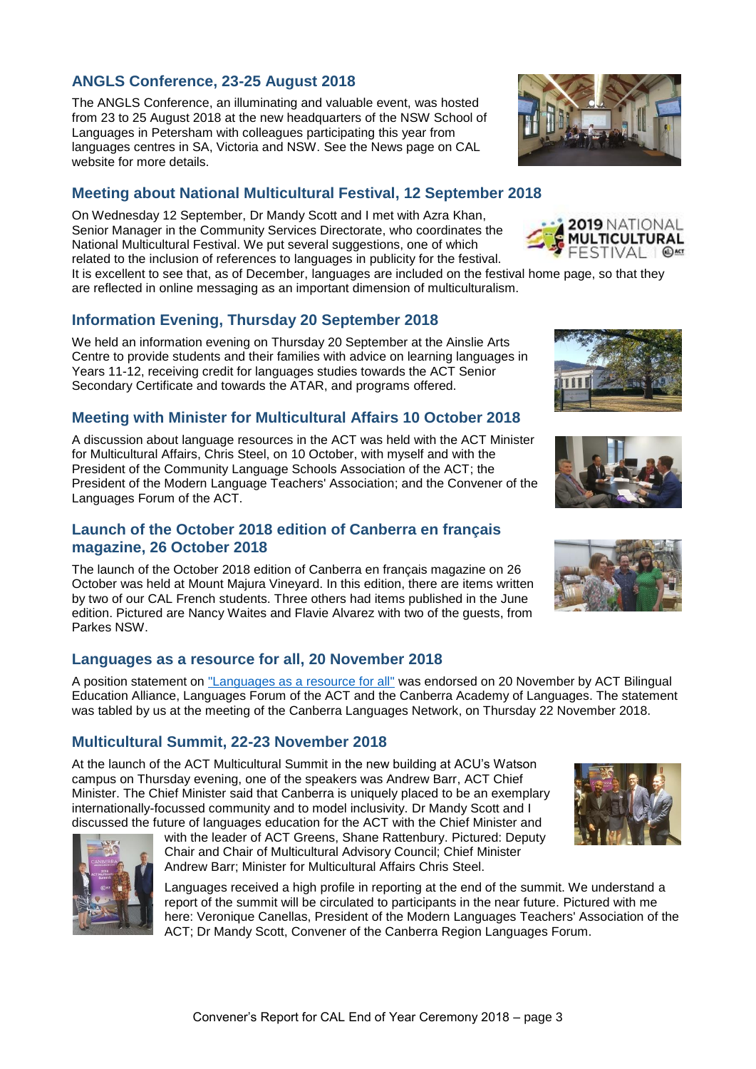## ANGLS Conference, 23-25 August 2018

The ANGLS Conference, an illuminating and valuable event, was hosted from 23 to 25 August 2018 at the new headquarters of the NSW School of Languages in Petersham with colleagues participating this year from languages centres in SA, Victoria and NSW. See the News page on CAL website for more details.

## Meeting about National Multicultural Festival, 12 September 2018

On Wednesday 12 September, Dr Mandy Scott and I met with Azra Khan, Senior Manager in the Community Services Directorate, who coordinates the National Multicultural Festival. We put several suggestions, one of which related to the inclusion of references to languages in publicity for the festival. It is excellent to see that, as of December, languages are included on the festival home page, so that they are reflected in online messaging as an important dimension of multiculturalism.

## Information Evening, Thursday 20 September 2018

We held an information evening on Thursday 20 September at the Ainslie Arts Centre to provide students and their families with advice on learning languages in Years 11-12, receiving credit for languages studies towards the ACT Senior Secondary Certificate and towards the ATAR, and programs offered.

## Meeting with Minister for Multicultural Affairs 10 October 2018

A discussion about language resources in the ACT was held with the ACT Minister for Multicultural Affairs, Chris Steel, on 10 October, with myself and with the President of the Community Language Schools Association of the ACT; the President of the Modern Language Teachers' Association; and the Convener of the Languages Forum of the ACT.

## Launch of the October 2018 edition of Canberra en français magazine, 26 October 2018

The launch of the October 2018 edition of Canberra en français magazine on 26 October was held at Mount Majura Vineyard. In this edition, there are items written by two of our CAL French students. Three others had items published in the June edition. Pictured are Nancy Waites and Flavie Alvarez with two of the guests, from Parkes NSW.

## Languages as a resource for all, 20 November 2018

A position statement on "Languages as a resource for all" was endorsed on 20 November by ACT Bilingual Education Alliance, Languages Forum of the ACT and the Canberra Academy of Languages. The statement was tabled by us at the meeting of the Canberra Languages Network, on Thursday 22 November 2018.

## Multicultural Summit, 22-23 November 2018

At the launch of the ACT Multicultural Summit in the new building at ACU's Watson campus on Thursday evening, one of the speakers was Andrew Barr, ACT Chief Minister. The Chief Minister said that Canberra is uniquely placed to be an exemplary internationally-focussed community and to model inclusivity. Dr Mandy Scott and I discussed the future of languages education for the ACT with the Chief Minister and with the leader of ACT Greens, Shane Rattenbury. Pictured: Deputy Chair and Chair of Multicultural Advisory Council; Chief Minister Andrew Barr; Minister for Multicultural Affairs Chris Steel.

Languages received a high profile in reporting at the end of the summit. We understand a report of the summit will be circulated to participants in the near future. Pictured with me here: Veronique Canellas, President of the Modern Languages Teachers' Association of the ACT; Dr Mandy Scott, Convener of the Canberra Region Languages Forum.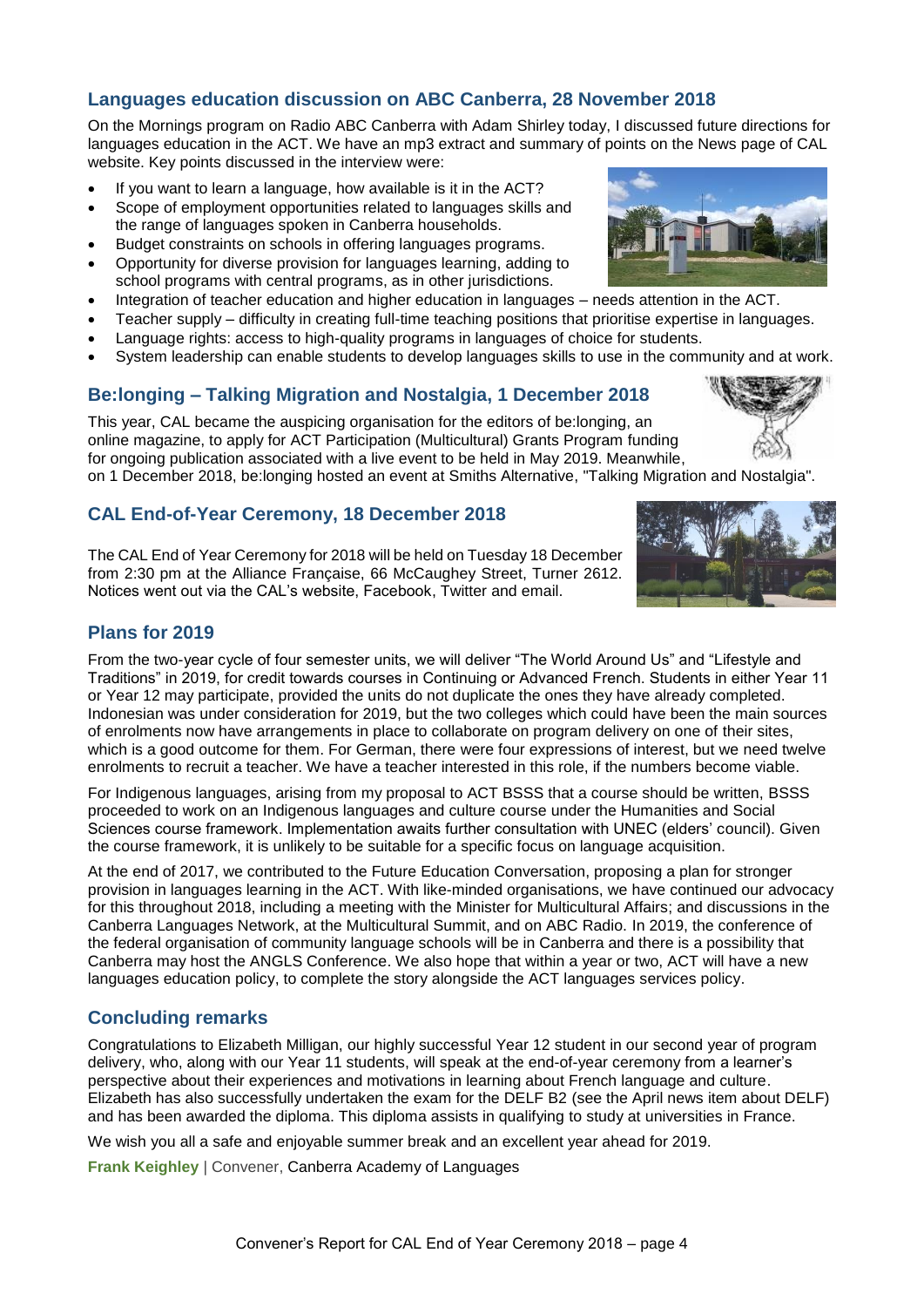## Languages education discussion on ABC Canberra, 28 November 2018

On the Mornings program on Radio ABC Canberra with Adam Shirley today, I discussed future directions for languages education in the ACT. We have an mp3 extract and summary of points on the News page of CAL website. Key points discussed in the interview were:

- If you want to learn a language, how available is it in the ACT?
- Scope of employment opportunities related to languages skills and the range of languages spoken in Canberra households.
- Budget constraints on schools in offering languages programs.
- Opportunity for diverse provision for languages learning, adding to school programs with central programs, as in other jurisdictions.
- Integration of teacher education and higher education in languages – needs attention in the ACT.
- Teacher supply – difficulty in creating full-time teaching positions that prioritise expertise in languages.
- Language rights: access to high-quality programs in languages of choice for students.
- System leadership can enable students to develop languages skills to use in the community and at work.

## Be:longing – Talking Migration and Nostalgia, 1 December 2018

This year, CAL became the auspicing organisation for the editors of be:longing, an online magazine, to apply for ACT Participation (Multicultural) Grants Program funding for ongoing publication associated with a live event to be held in May 2019. Meanwhile, on 1 December 2018, be:longing hosted an event at Smiths Alternative, "Talking Migration and Nostalgia".

## CAL End-of-Year Ceremony, 18 December 2018

The CAL End of Year Ceremony for 2018 will be held on Tuesday 18 December from 2:30 pm at the Alliance Française, 66 McCaughey Street, Turner 2612. Notices went out via the CAL's website, Facebook, Twitter and email.

## Plans for 2019

From the two-year cycle of four semester units, we will deliver "The World Around Us" and "Lifestyle and Traditions" in 2019, for credit towards courses in Continuing or Advanced French. Students in either Year 11 or Year 12 may participate, provided the units do not duplicate the ones they have already completed. Indonesian was under consideration for 2019, but the two colleges which could have been the main sources of enrolments now have arrangements in place to collaborate on program delivery on one of their sites, which is a good outcome for them. For German, there were four expressions of interest, but we need twelve enrolments to recruit a teacher. We have a teacher interested in this role, if the numbers become viable.

For Indigenous languages, arising from my proposal to ACT BSSS that a course should be written, BSSS proceeded to work on an Indigenous languages and culture course under the Humanities and Social Sciences course framework. Implementation awaits further consultation with UNEC (elders' council). Given the course framework, it is unlikely to be suitable for a specific focus on language acquisition.

At the end of 2017, we contributed to the Future Education Conversation, proposing a plan for stronger provision in languages learning in the ACT. With like-minded organisations, we have continued our advocacy for this throughout 2018, including a meeting with the Minister for Multicultural Affairs; and discussions in the Canberra Languages Network, at the Multicultural Summit, and on ABC Radio. In 2019, the conference of the federal organisation of community language schools will be in Canberra and there is a possibility that Canberra may host the ANGLS Conference. We also hope that within a year or two, ACT will have a new languages education policy, to complete the story alongside the ACT languages services policy.

## Concluding remarks

Congratulations to Elizabeth Milligan, our highly successful Year 12 student in our second year of program delivery, who, along with our Year 11 students, will speak at the end-of-year ceremony from a learner's perspective about their experiences and motivations in learning about French language and culture. Elizabeth has also successfully undertaken the exam for the DELF B2 (see the April news item about DELF) and has been awarded the diploma. This diploma assists in qualifying to study at universities in France.

We wish you all a safe and enjoyable summer break and an excellent year ahead for 2019.

**Frank Keighley** | Convener, Canberra Academy of Languages